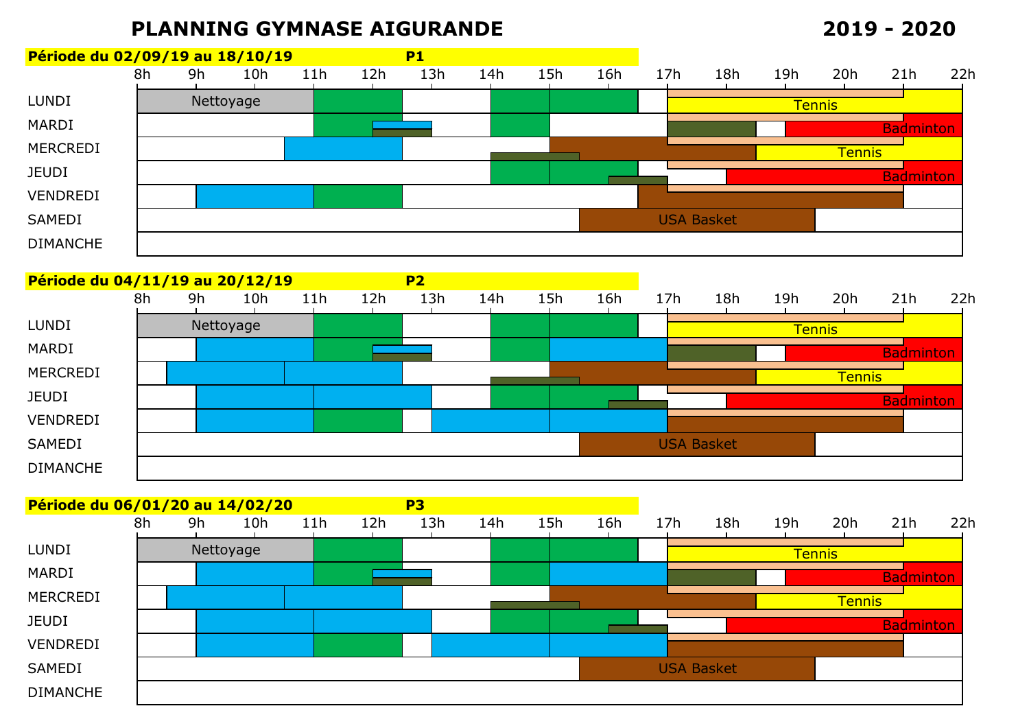# PLANNING GYMNASE AIGURANDE

**2019 - 2020**

**Période du 02/09/19 au 18/10/19** — **P1**

| | 8h-11h | 11h-12h30 | 14h-16h30 | 17h-22h |
|---|---|---|---|---|
| LUNDI | Nettoyage | | | Tennis |
| MARDI | | | | Badminton |
| MERCREDI | | | | Tennis |
| JEUDI | | | | Badminton |
| VENDREDI | | | | |
| SAMEDI | | | USA Basket | USA Basket |
| DIMANCHE | | | | |

**Période du 04/11/19 au 20/12/19** — **P2**

| | 8h-11h | 11h-12h30 | 14h-16h30 | 17h-22h |
|---|---|---|---|---|
| LUNDI | Nettoyage | | | Tennis |
| MARDI | | | | Badminton |
| MERCREDI | | | | Tennis |
| JEUDI | | | | Badminton |
| VENDREDI | | | | |
| SAMEDI | | | USA Basket | USA Basket |
| DIMANCHE | | | | |

**Période du 06/01/20 au 14/02/20** — **P3**

| | 8h-11h | 11h-12h30 | 14h-16h30 | 17h-22h |
|---|---|---|---|---|
| LUNDI | Nettoyage | | | Tennis |
| MARDI | | | | Badminton |
| MERCREDI | | | | Tennis |
| JEUDI | | | | Badminton |
| VENDREDI | | | | |
| SAMEDI | | | USA Basket | USA Basket |
| DIMANCHE | | | | |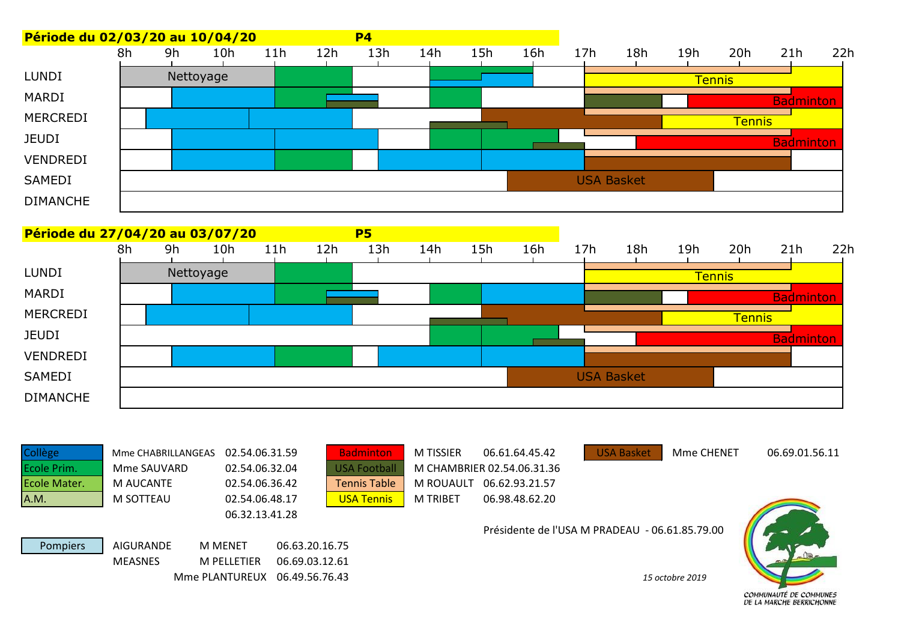**Période du 02/03/20 au 10/04/20** **P4**

8h 9h 10h 11h 12h 13h 14h 15h 16h 17h 18h 19h 20h 21h 22h

LUNDI — Nettoyage — Tennis

MARDI — Badminton

MERCREDI — Tennis

JEUDI — Badminton

VENDREDI

SAMEDI — USA Basket

DIMANCHE

**Période du 27/04/20 au 03/07/20** **P5**

8h 9h 10h 11h 12h 13h 14h 15h 16h 17h 18h 19h 20h 21h 22h

LUNDI — Nettoyage — Tennis

MARDI — Badminton

MERCREDI — Tennis

JEUDI — Badminton

VENDREDI

SAMEDI — USA Basket

DIMANCHE

| | | |
|---|---|---|
| Collège | Mme CHABRILLANGEAS | 02.54.06.31.59 |
| Ecole Prim. | Mme SAUVARD | 02.54.06.32.04 |
| Ecole Mater. | M AUCANTE | 02.54.06.36.42 |
| A.M. | M SOTTEAU | 02.54.06.48.17 |
| | | 06.32.13.41.28 |

| | | |
|---|---|---|
| Badminton | M TISSIER | 06.61.64.45.42 |
| USA Football | M CHAMBRIER | 02.54.06.31.36 |
| Tennis Table | M ROUAULT | 06.62.93.21.57 |
| USA Tennis | M TRIBET | 06.98.48.62.20 |

| | | |
|---|---|---|
| USA Basket | Mme CHENET | 06.69.01.56.11 |

Présidente de l'USA M PRADEAU - 06.61.85.79.00

| | | |
|---|---|---|
| Pompiers AIGURANDE | M MENET | 06.63.20.16.75 |
| MEASNES | M PELLETIER | 06.69.03.12.61 |
| | Mme PLANTUREUX | 06.49.56.76.43 |

*15 octobre 2019*

COMMUNAUTÉ DE COMMUNES DE LA MARCHE BERRICHONNE